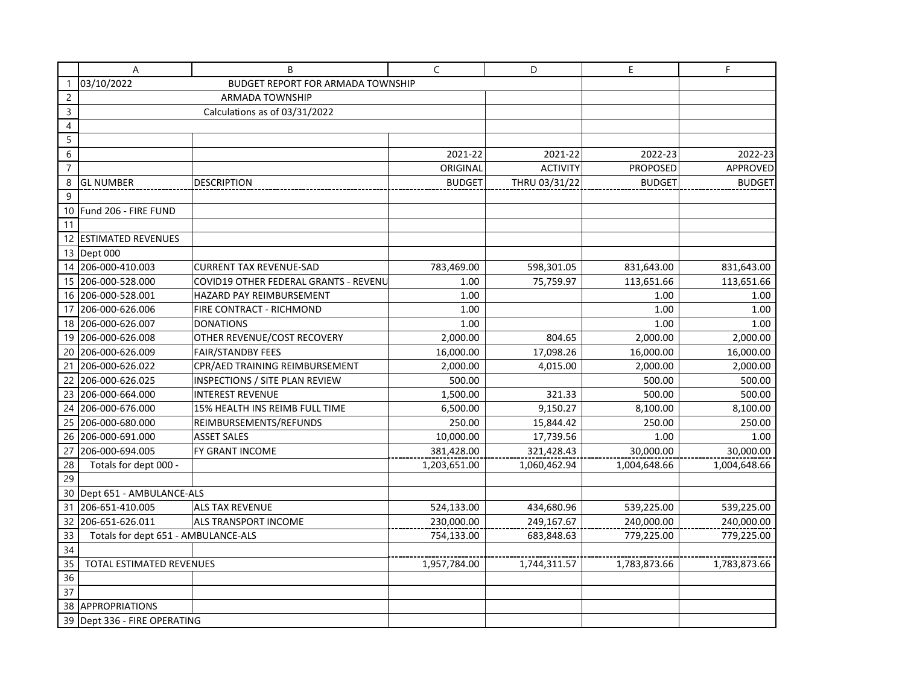03/10/2022 BUDGET REPORT FOR ARMADA TOWNSHIP

ARMADA TOWNSHIP

Calculations as of 03/31/2022

| GL NUMBER | DESCRIPTION | 2021-22 ORIGINAL BUDGET | 2021-22 ACTIVITY THRU 03/31/22 | 2022-23 PROPOSED BUDGET | 2022-23 APPROVED BUDGET |
|---|---|---|---|---|---|
| Fund 206 - FIRE FUND | | | | | |
| ESTIMATED REVENUES | | | | | |
| Dept 000 | | | | | |
| 206-000-410.003 | CURRENT TAX REVENUE-SAD | 783,469.00 | 598,301.05 | 831,643.00 | 831,643.00 |
| 206-000-528.000 | COVID19 OTHER FEDERAL GRANTS - REVENU | 1.00 | 75,759.97 | 113,651.66 | 113,651.66 |
| 206-000-528.001 | HAZARD PAY REIMBURSEMENT | 1.00 | | 1.00 | 1.00 |
| 206-000-626.006 | FIRE CONTRACT - RICHMOND | 1.00 | | 1.00 | 1.00 |
| 206-000-626.007 | DONATIONS | 1.00 | | 1.00 | 1.00 |
| 206-000-626.008 | OTHER REVENUE/COST RECOVERY | 2,000.00 | 804.65 | 2,000.00 | 2,000.00 |
| 206-000-626.009 | FAIR/STANDBY FEES | 16,000.00 | 17,098.26 | 16,000.00 | 16,000.00 |
| 206-000-626.022 | CPR/AED TRAINING REIMBURSEMENT | 2,000.00 | 4,015.00 | 2,000.00 | 2,000.00 |
| 206-000-626.025 | INSPECTIONS / SITE PLAN REVIEW | 500.00 | | 500.00 | 500.00 |
| 206-000-664.000 | INTEREST REVENUE | 1,500.00 | 321.33 | 500.00 | 500.00 |
| 206-000-676.000 | 15% HEALTH INS REIMB FULL TIME | 6,500.00 | 9,150.27 | 8,100.00 | 8,100.00 |
| 206-000-680.000 | REIMBURSEMENTS/REFUNDS | 250.00 | 15,844.42 | 250.00 | 250.00 |
| 206-000-691.000 | ASSET SALES | 10,000.00 | 17,739.56 | 1.00 | 1.00 |
| 206-000-694.005 | FY GRANT INCOME | 381,428.00 | 321,428.43 | 30,000.00 | 30,000.00 |
| Totals for dept 000 - | | 1,203,651.00 | 1,060,462.94 | 1,004,648.66 | 1,004,648.66 |
| Dept 651 - AMBULANCE-ALS | | | | | |
| 206-651-410.005 | ALS TAX REVENUE | 524,133.00 | 434,680.96 | 539,225.00 | 539,225.00 |
| 206-651-626.011 | ALS TRANSPORT INCOME | 230,000.00 | 249,167.67 | 240,000.00 | 240,000.00 |
| Totals for dept 651 - AMBULANCE-ALS | | 754,133.00 | 683,848.63 | 779,225.00 | 779,225.00 |
| TOTAL ESTIMATED REVENUES | | 1,957,784.00 | 1,744,311.57 | 1,783,873.66 | 1,783,873.66 |
| APPROPRIATIONS | | | | | |
| Dept 336 - FIRE OPERATING | | | | | |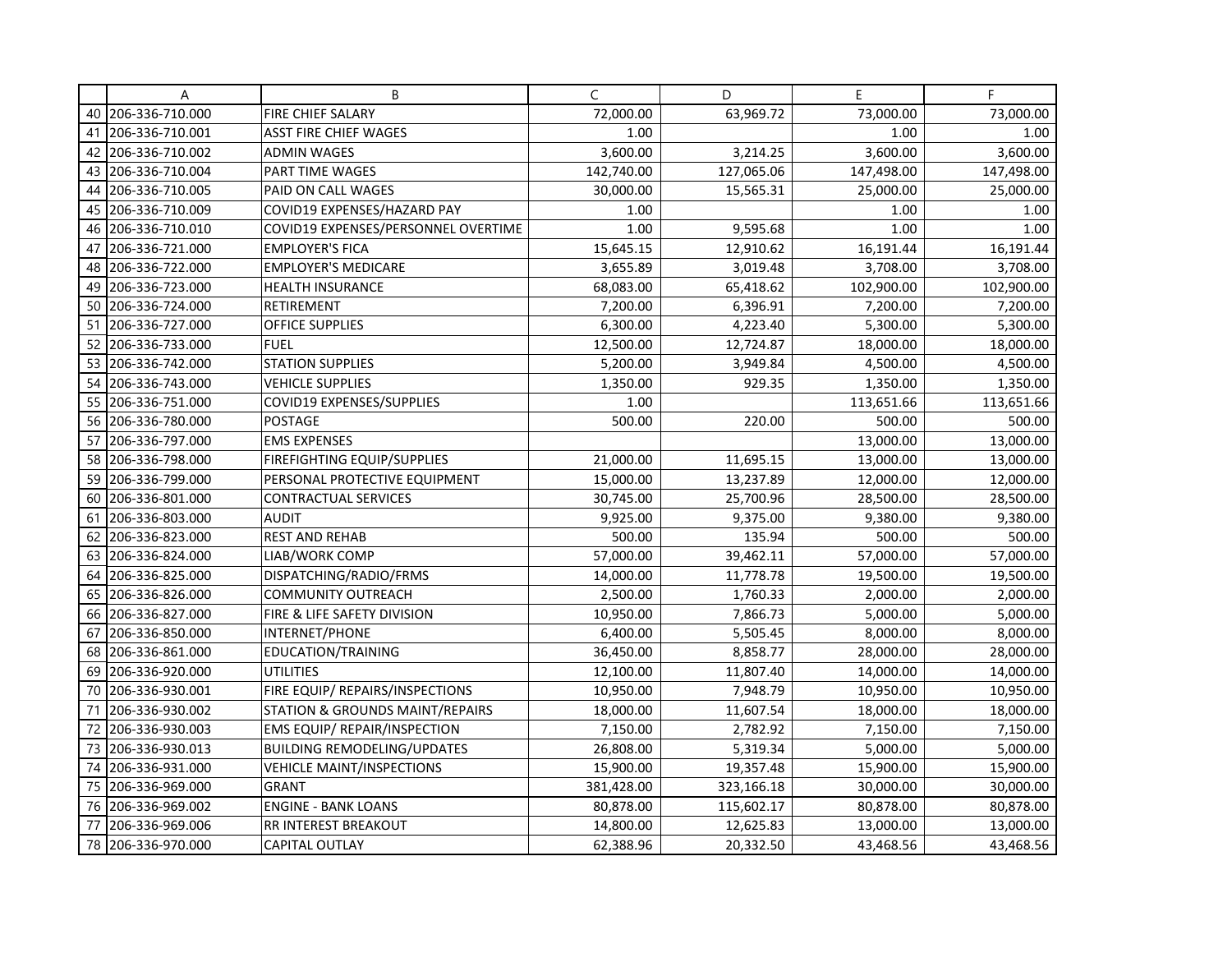| | A | B | C | D | E | F |
|---|---|---|---|---|---|---|
| 40 | 206-336-710.000 | FIRE CHIEF SALARY | 72,000.00 | 63,969.72 | 73,000.00 | 73,000.00 |
| 41 | 206-336-710.001 | ASST FIRE CHIEF WAGES | 1.00 | | 1.00 | 1.00 |
| 42 | 206-336-710.002 | ADMIN WAGES | 3,600.00 | 3,214.25 | 3,600.00 | 3,600.00 |
| 43 | 206-336-710.004 | PART TIME WAGES | 142,740.00 | 127,065.06 | 147,498.00 | 147,498.00 |
| 44 | 206-336-710.005 | PAID ON CALL WAGES | 30,000.00 | 15,565.31 | 25,000.00 | 25,000.00 |
| 45 | 206-336-710.009 | COVID19 EXPENSES/HAZARD PAY | 1.00 | | 1.00 | 1.00 |
| 46 | 206-336-710.010 | COVID19 EXPENSES/PERSONNEL OVERTIME | 1.00 | 9,595.68 | 1.00 | 1.00 |
| 47 | 206-336-721.000 | EMPLOYER'S FICA | 15,645.15 | 12,910.62 | 16,191.44 | 16,191.44 |
| 48 | 206-336-722.000 | EMPLOYER'S MEDICARE | 3,655.89 | 3,019.48 | 3,708.00 | 3,708.00 |
| 49 | 206-336-723.000 | HEALTH INSURANCE | 68,083.00 | 65,418.62 | 102,900.00 | 102,900.00 |
| 50 | 206-336-724.000 | RETIREMENT | 7,200.00 | 6,396.91 | 7,200.00 | 7,200.00 |
| 51 | 206-336-727.000 | OFFICE SUPPLIES | 6,300.00 | 4,223.40 | 5,300.00 | 5,300.00 |
| 52 | 206-336-733.000 | FUEL | 12,500.00 | 12,724.87 | 18,000.00 | 18,000.00 |
| 53 | 206-336-742.000 | STATION SUPPLIES | 5,200.00 | 3,949.84 | 4,500.00 | 4,500.00 |
| 54 | 206-336-743.000 | VEHICLE SUPPLIES | 1,350.00 | 929.35 | 1,350.00 | 1,350.00 |
| 55 | 206-336-751.000 | COVID19 EXPENSES/SUPPLIES | 1.00 | | 113,651.66 | 113,651.66 |
| 56 | 206-336-780.000 | POSTAGE | 500.00 | 220.00 | 500.00 | 500.00 |
| 57 | 206-336-797.000 | EMS EXPENSES | | | 13,000.00 | 13,000.00 |
| 58 | 206-336-798.000 | FIREFIGHTING EQUIP/SUPPLIES | 21,000.00 | 11,695.15 | 13,000.00 | 13,000.00 |
| 59 | 206-336-799.000 | PERSONAL PROTECTIVE EQUIPMENT | 15,000.00 | 13,237.89 | 12,000.00 | 12,000.00 |
| 60 | 206-336-801.000 | CONTRACTUAL SERVICES | 30,745.00 | 25,700.96 | 28,500.00 | 28,500.00 |
| 61 | 206-336-803.000 | AUDIT | 9,925.00 | 9,375.00 | 9,380.00 | 9,380.00 |
| 62 | 206-336-823.000 | REST AND REHAB | 500.00 | 135.94 | 500.00 | 500.00 |
| 63 | 206-336-824.000 | LIAB/WORK COMP | 57,000.00 | 39,462.11 | 57,000.00 | 57,000.00 |
| 64 | 206-336-825.000 | DISPATCHING/RADIO/FRMS | 14,000.00 | 11,778.78 | 19,500.00 | 19,500.00 |
| 65 | 206-336-826.000 | COMMUNITY OUTREACH | 2,500.00 | 1,760.33 | 2,000.00 | 2,000.00 |
| 66 | 206-336-827.000 | FIRE & LIFE SAFETY DIVISION | 10,950.00 | 7,866.73 | 5,000.00 | 5,000.00 |
| 67 | 206-336-850.000 | INTERNET/PHONE | 6,400.00 | 5,505.45 | 8,000.00 | 8,000.00 |
| 68 | 206-336-861.000 | EDUCATION/TRAINING | 36,450.00 | 8,858.77 | 28,000.00 | 28,000.00 |
| 69 | 206-336-920.000 | UTILITIES | 12,100.00 | 11,807.40 | 14,000.00 | 14,000.00 |
| 70 | 206-336-930.001 | FIRE EQUIP/ REPAIRS/INSPECTIONS | 10,950.00 | 7,948.79 | 10,950.00 | 10,950.00 |
| 71 | 206-336-930.002 | STATION & GROUNDS MAINT/REPAIRS | 18,000.00 | 11,607.54 | 18,000.00 | 18,000.00 |
| 72 | 206-336-930.003 | EMS EQUIP/ REPAIR/INSPECTION | 7,150.00 | 2,782.92 | 7,150.00 | 7,150.00 |
| 73 | 206-336-930.013 | BUILDING REMODELING/UPDATES | 26,808.00 | 5,319.34 | 5,000.00 | 5,000.00 |
| 74 | 206-336-931.000 | VEHICLE MAINT/INSPECTIONS | 15,900.00 | 19,357.48 | 15,900.00 | 15,900.00 |
| 75 | 206-336-969.000 | GRANT | 381,428.00 | 323,166.18 | 30,000.00 | 30,000.00 |
| 76 | 206-336-969.002 | ENGINE - BANK LOANS | 80,878.00 | 115,602.17 | 80,878.00 | 80,878.00 |
| 77 | 206-336-969.006 | RR INTEREST BREAKOUT | 14,800.00 | 12,625.83 | 13,000.00 | 13,000.00 |
| 78 | 206-336-970.000 | CAPITAL OUTLAY | 62,388.96 | 20,332.50 | 43,468.56 | 43,468.56 |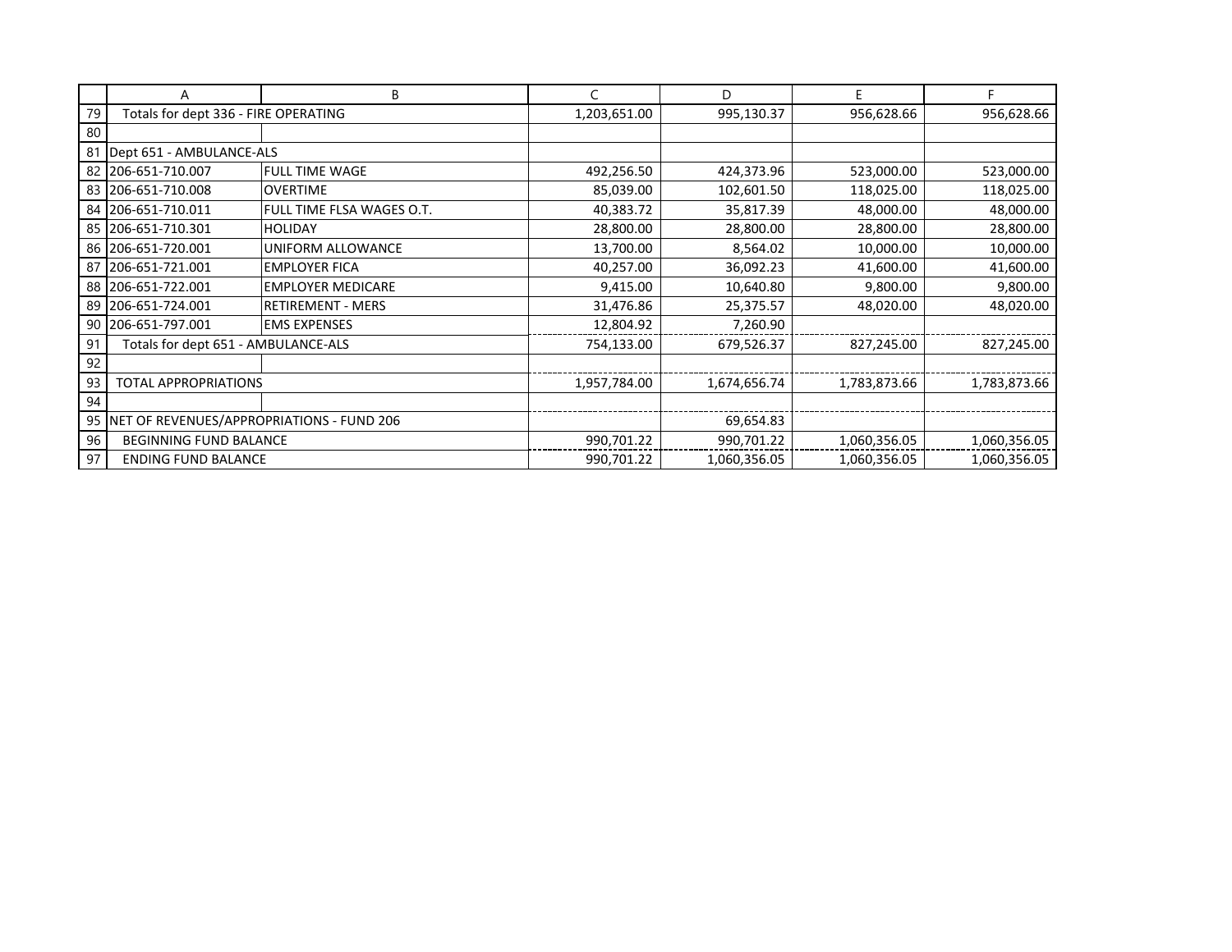| | A | B | C | D | E | F |
|---|---|---|---|---|---|---|
| 79 | Totals for dept 336 - FIRE OPERATING | | 1,203,651.00 | 995,130.37 | 956,628.66 | 956,628.66 |
| 80 | | | | | | |
| 81 | Dept 651 - AMBULANCE-ALS | | | | | |
| 82 | 206-651-710.007 | FULL TIME WAGE | 492,256.50 | 424,373.96 | 523,000.00 | 523,000.00 |
| 83 | 206-651-710.008 | OVERTIME | 85,039.00 | 102,601.50 | 118,025.00 | 118,025.00 |
| 84 | 206-651-710.011 | FULL TIME FLSA WAGES O.T. | 40,383.72 | 35,817.39 | 48,000.00 | 48,000.00 |
| 85 | 206-651-710.301 | HOLIDAY | 28,800.00 | 28,800.00 | 28,800.00 | 28,800.00 |
| 86 | 206-651-720.001 | UNIFORM ALLOWANCE | 13,700.00 | 8,564.02 | 10,000.00 | 10,000.00 |
| 87 | 206-651-721.001 | EMPLOYER FICA | 40,257.00 | 36,092.23 | 41,600.00 | 41,600.00 |
| 88 | 206-651-722.001 | EMPLOYER MEDICARE | 9,415.00 | 10,640.80 | 9,800.00 | 9,800.00 |
| 89 | 206-651-724.001 | RETIREMENT - MERS | 31,476.86 | 25,375.57 | 48,020.00 | 48,020.00 |
| 90 | 206-651-797.001 | EMS EXPENSES | 12,804.92 | 7,260.90 | | |
| 91 | Totals for dept 651 - AMBULANCE-ALS | | 754,133.00 | 679,526.37 | 827,245.00 | 827,245.00 |
| 92 | | | | | | |
| 93 | TOTAL APPROPRIATIONS | | 1,957,784.00 | 1,674,656.74 | 1,783,873.66 | 1,783,873.66 |
| 94 | | | | | | |
| 95 | NET OF REVENUES/APPROPRIATIONS - FUND 206 | | | 69,654.83 | | |
| 96 | BEGINNING FUND BALANCE | | 990,701.22 | 990,701.22 | 1,060,356.05 | 1,060,356.05 |
| 97 | ENDING FUND BALANCE | | 990,701.22 | 1,060,356.05 | 1,060,356.05 | 1,060,356.05 |